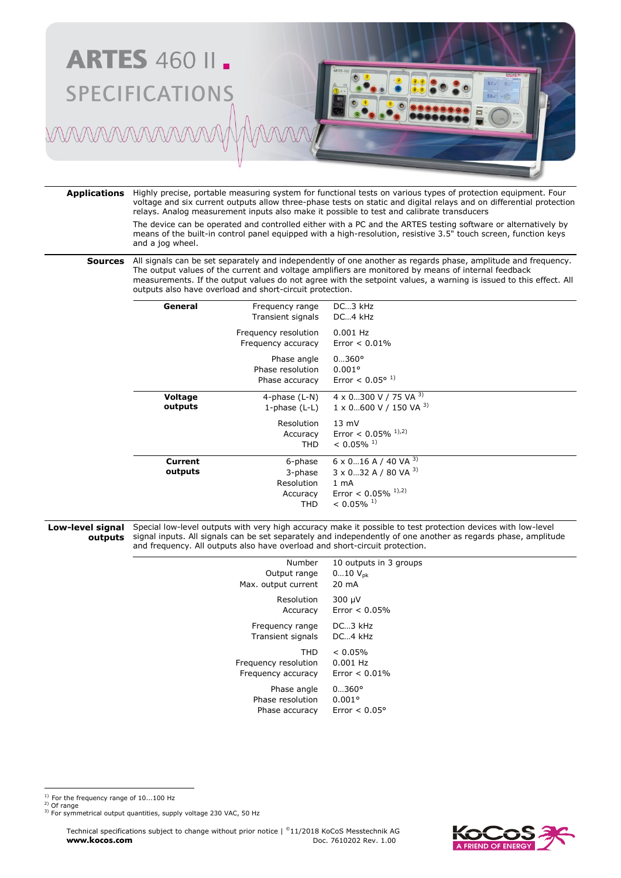# ARTES 460 II

## SPECIFICATIONS

**Applications**

Highly precise, portable measuring system for functional tests on various types of protection equipment. Four voltage and six current outputs allow three-phase tests on static and digital relays and on differential protection relays. Analog measurement inputs also make it possible to test and calibrate transducers

The device can be operated and controlled either with a PC and the ARTES testing software or alternatively by means of the built-in control panel equipped with a high-resolution, resistive 3.5" touch screen, function keys and a jog wheel.

**Sources**

All signals can be set separately and independently of one another as regards phase, amplitude and frequency. The output values of the current and voltage amplifiers are monitored by means of internal feedback measurements. If the output values do not agree with the setpoint values, a warning is issued to this effect. All outputs also have overload and short-circuit protection.

| | | |
|---|---|---|
| **General** | Frequency range | DC…3 kHz |
| | Transient signals | DC…4 kHz |
| | Frequency resolution | 0.001 Hz |
| | Frequency accuracy | Error < 0.01% |
| | Phase angle | 0…360° |
| | Phase resolution | 0.001° |
| | Phase accuracy | Error < 0.05° [1] |
| **Voltage outputs** | 4-phase (L-N) | 4 x 0…300 V / 75 VA [3] |
| | 1-phase (L-L) | 1 x 0…600 V / 150 VA [3] |
| | Resolution | 13 mV |
| | Accuracy | Error < 0.05% [1,2] |
| | THD | < 0.05% [1] |
| **Current outputs** | 6-phase | 6 x 0…16 A / 40 VA [3] |
| | 3-phase | 3 x 0…32 A / 80 VA [3] |
| | Resolution | 1 mA |
| | Accuracy | Error < 0.05% [1,2] |
| | THD | < 0.05% [1] |

**Low-level signal outputs**

Special low-level outputs with very high accuracy make it possible to test protection devices with low-level signal inputs. All signals can be set separately and independently of one another as regards phase, amplitude and frequency. All outputs also have overload and short-circuit protection.

| | |
|---|---|
| Number | 10 outputs in 3 groups |
| Output range | 0…10 $V_{pk}$ |
| Max. output current | 20 mA |
| Resolution | 300 µV |
| Accuracy | Error < 0.05% |
| Frequency range | DC…3 kHz |
| Transient signals | DC…4 kHz |
| THD | < 0.05% |
| Frequency resolution | 0.001 Hz |
| Frequency accuracy | Error < 0.01% |
| Phase angle | 0…360° |
| Phase resolution | 0.001° |
| Phase accuracy | Error < 0.05° |

[1] For the frequency range of 10...100 Hz
[2] Of range
[3] For symmetrical output quantities, supply voltage 230 VAC, 50 Hz

Technical specifications subject to change without prior notice | ©11/2018 KoCoS Messtechnik AG
**www.kocos.com** Doc. 7610202 Rev. 1.00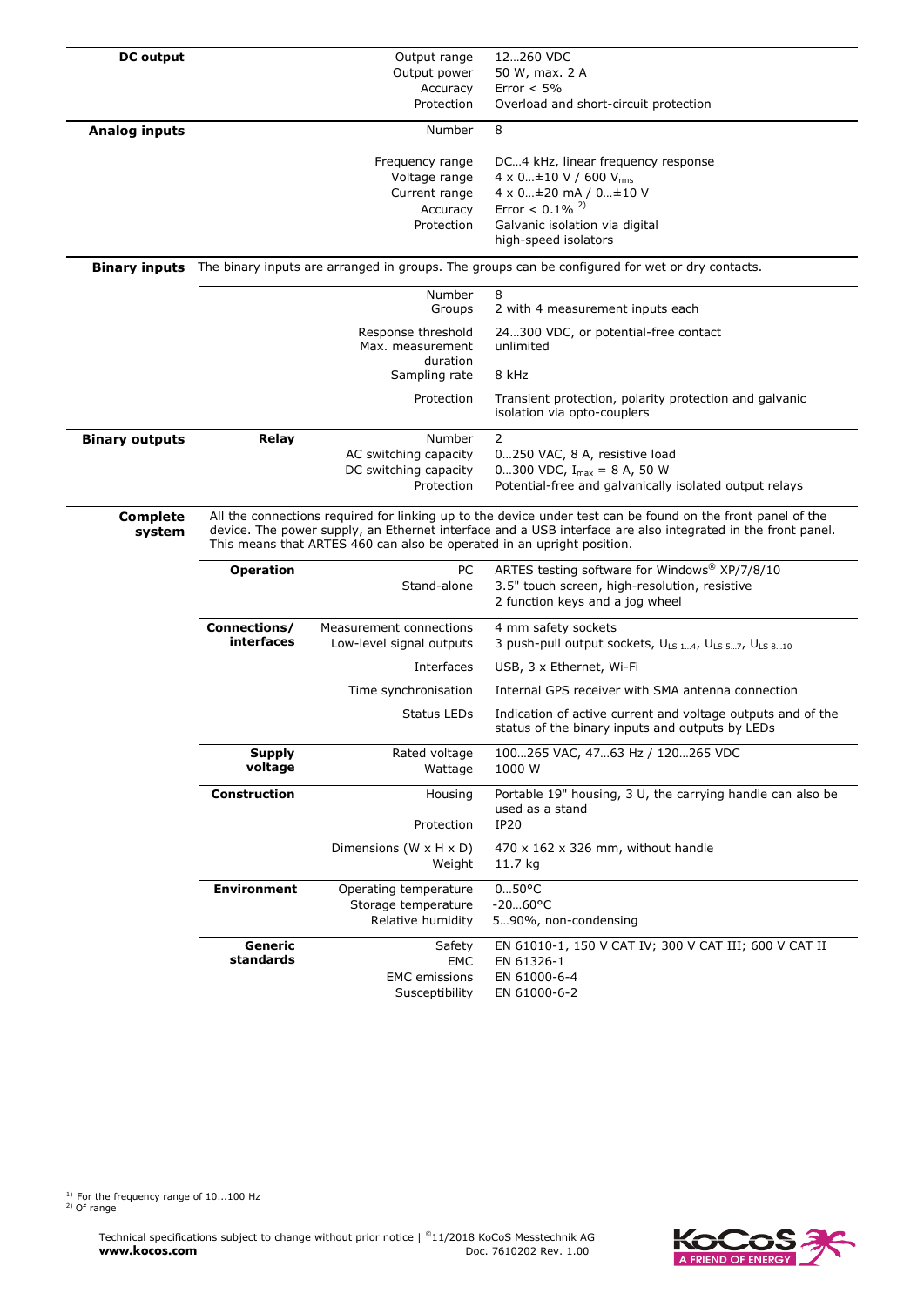| | | | |
|---|---|---|---|
| **DC output** | | Output range | 12…260 VDC |
| | | Output power | 50 W, max. 2 A |
| | | Accuracy | Error < 5% |
| | | Protection | Overload and short-circuit protection |
| **Analog inputs** | | Number | 8 |
| | | Frequency range | DC…4 kHz, linear frequency response |
| | | Voltage range | 4 x 0…±10 V / 600 $V_{rms}$ |
| | | Current range | 4 x 0…±20 mA / 0…±10 V |
| | | Accuracy | Error < 0.1% [2] |
| | | Protection | Galvanic isolation via digital high-speed isolators |
| **Binary inputs** | The binary inputs are arranged in groups. The groups can be configured for wet or dry contacts. | | |
| | | Number | 8 |
| | | Groups | 2 with 4 measurement inputs each |
| | | Response threshold | 24…300 VDC, or potential-free contact |
| | | Max. measurement duration | unlimited |
| | | Sampling rate | 8 kHz |
| | | Protection | Transient protection, polarity protection and galvanic isolation via opto-couplers |
| **Binary outputs** | **Relay** | Number | 2 |
| | | AC switching capacity | 0…250 VAC, 8 A, resistive load |
| | | DC switching capacity | 0…300 VDC, $I_{max}$ = 8 A, 50 W |
| | | Protection | Potential-free and galvanically isolated output relays |
| **Complete system** | All the connections required for linking up to the device under test can be found on the front panel of the device. The power supply, an Ethernet interface and a USB interface are also integrated in the front panel. This means that ARTES 460 can also be operated in an upright position. | | |
| | **Operation** | PC | ARTES testing software for Windows® XP/7/8/10 |
| | | Stand-alone | 3.5" touch screen, high-resolution, resistive<br>2 function keys and a jog wheel |
| | **Connections/ interfaces** | Measurement connections | 4 mm safety sockets |
| | | Low-level signal outputs | 3 push-pull output sockets, $U_{LS\ 1…4}$, $U_{LS\ 5…7}$, $U_{LS\ 8…10}$ |
| | | Interfaces | USB, 3 x Ethernet, Wi-Fi |
| | | Time synchronisation | Internal GPS receiver with SMA antenna connection |
| | | Status LEDs | Indication of active current and voltage outputs and of the status of the binary inputs and outputs by LEDs |
| | **Supply voltage** | Rated voltage | 100…265 VAC, 47…63 Hz / 120…265 VDC |
| | | Wattage | 1000 W |
| | **Construction** | Housing | Portable 19" housing, 3 U, the carrying handle can also be used as a stand |
| | | Protection | IP20 |
| | | Dimensions (W x H x D) | 470 x 162 x 326 mm, without handle |
| | | Weight | 11.7 kg |
| | **Environment** | Operating temperature | 0…50°C |
| | | Storage temperature | -20…60°C |
| | | Relative humidity | 5…90%, non-condensing |
| | **Generic standards** | Safety | EN 61010-1, 150 V CAT IV; 300 V CAT III; 600 V CAT II |
| | | EMC | EN 61326-1 |
| | | EMC emissions | EN 61000-6-4 |
| | | Susceptibility | EN 61000-6-2 |

[1] For the frequency range of 10...100 Hz
[2] Of range

Technical specifications subject to change without prior notice | ©11/2018 KoCoS Messtechnik AG
**www.kocos.com** Doc. 7610202 Rev. 1.00